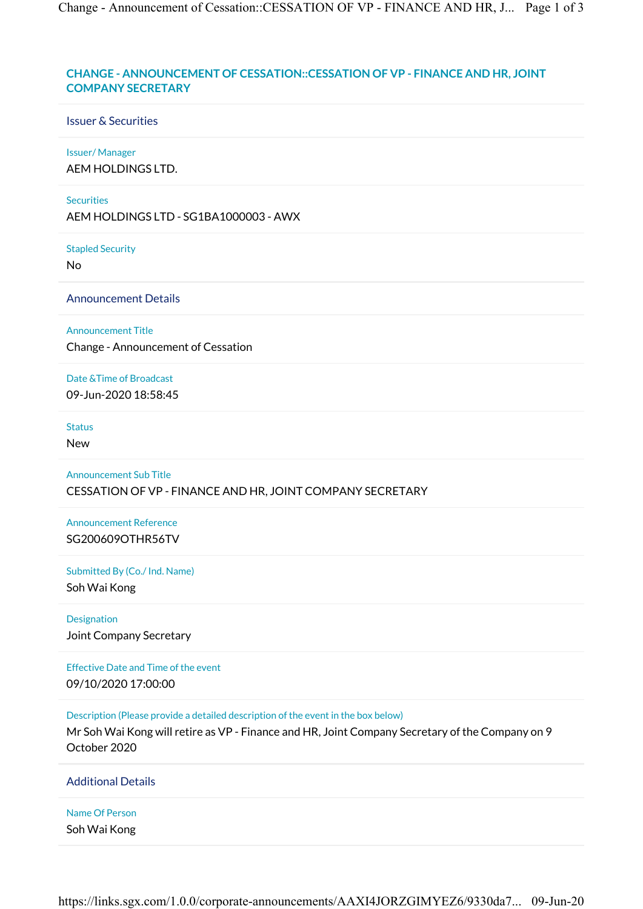# CHANGE - ANNOUNCEMENT OF CESSATION::CESSATION OF VP - FINANCE AND HR, JOINT COMPANY SECRETARY

## Issuer & Securities

**Issuer/ Manager**
AEM HOLDINGS LTD.

**Securities**
AEM HOLDINGS LTD - SG1BA1000003 - AWX

**Stapled Security**
No

## Announcement Details

**Announcement Title**
Change - Announcement of Cessation

**Date &Time of Broadcast**
09-Jun-2020 18:58:45

**Status**
New

**Announcement Sub Title**
CESSATION OF VP - FINANCE AND HR, JOINT COMPANY SECRETARY

**Announcement Reference**
SG200609OTHR56TV

**Submitted By (Co./ Ind. Name)**
Soh Wai Kong

**Designation**
Joint Company Secretary

**Effective Date and Time of the event**
09/10/2020 17:00:00

**Description (Please provide a detailed description of the event in the box below)**
Mr Soh Wai Kong will retire as VP - Finance and HR, Joint Company Secretary of the Company on 9 October 2020

## Additional Details

**Name Of Person**
Soh Wai Kong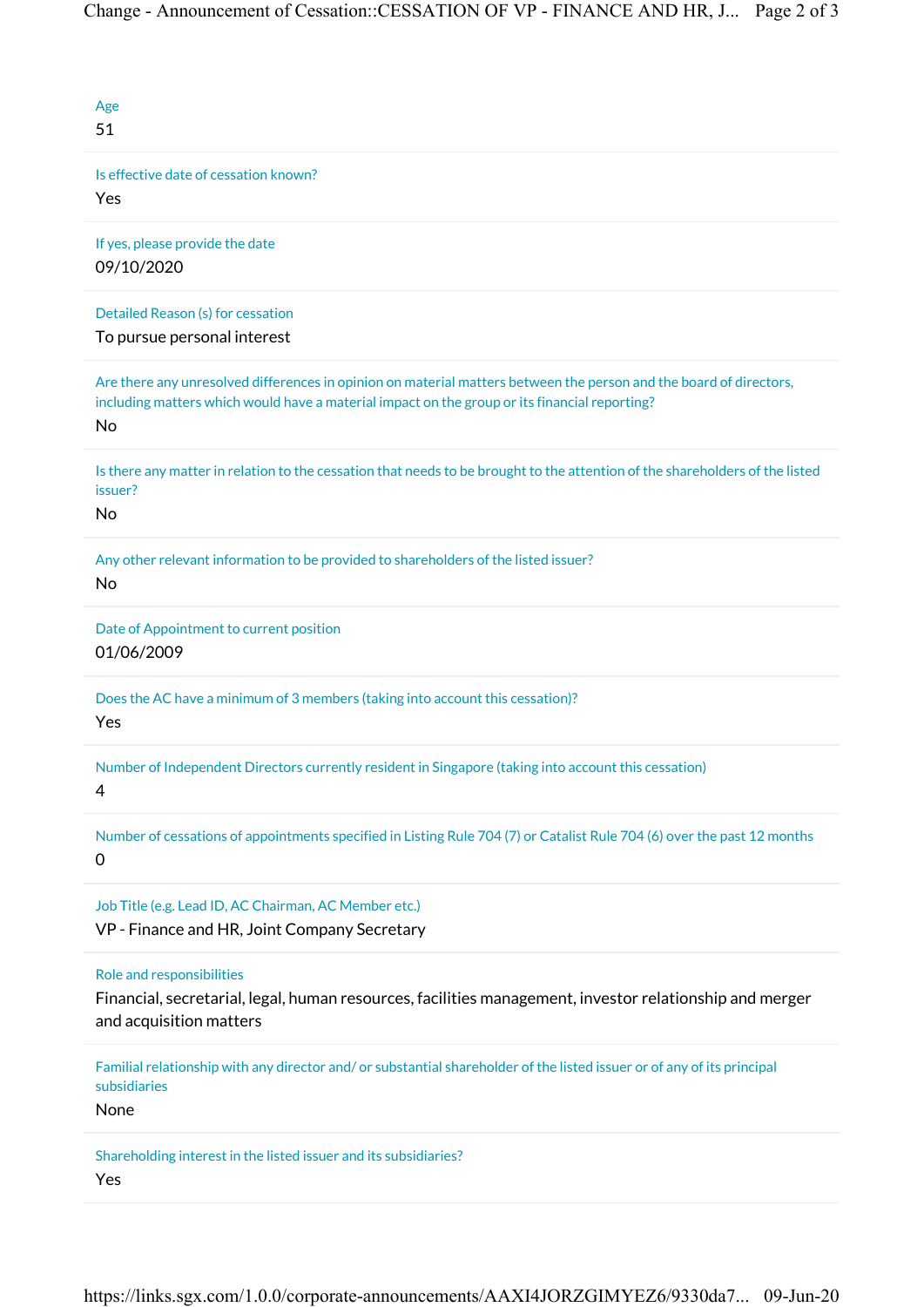Age

51

Is effective date of cessation known?

Yes

If yes, please provide the date

09/10/2020

Detailed Reason (s) for cessation

To pursue personal interest

Are there any unresolved differences in opinion on material matters between the person and the board of directors, including matters which would have a material impact on the group or its financial reporting?

No

Is there any matter in relation to the cessation that needs to be brought to the attention of the shareholders of the listed issuer?

No

Any other relevant information to be provided to shareholders of the listed issuer?

No

Date of Appointment to current position

01/06/2009

Does the AC have a minimum of 3 members (taking into account this cessation)?

Yes

Number of Independent Directors currently resident in Singapore (taking into account this cessation)

4

Number of cessations of appointments specified in Listing Rule 704 (7) or Catalist Rule 704 (6) over the past 12 months

0

Job Title (e.g. Lead ID, AC Chairman, AC Member etc.)

VP - Finance and HR, Joint Company Secretary

Role and responsibilities

Financial, secretarial, legal, human resources, facilities management, investor relationship and merger and acquisition matters

Familial relationship with any director and/ or substantial shareholder of the listed issuer or of any of its principal subsidiaries

None

Shareholding interest in the listed issuer and its subsidiaries?

Yes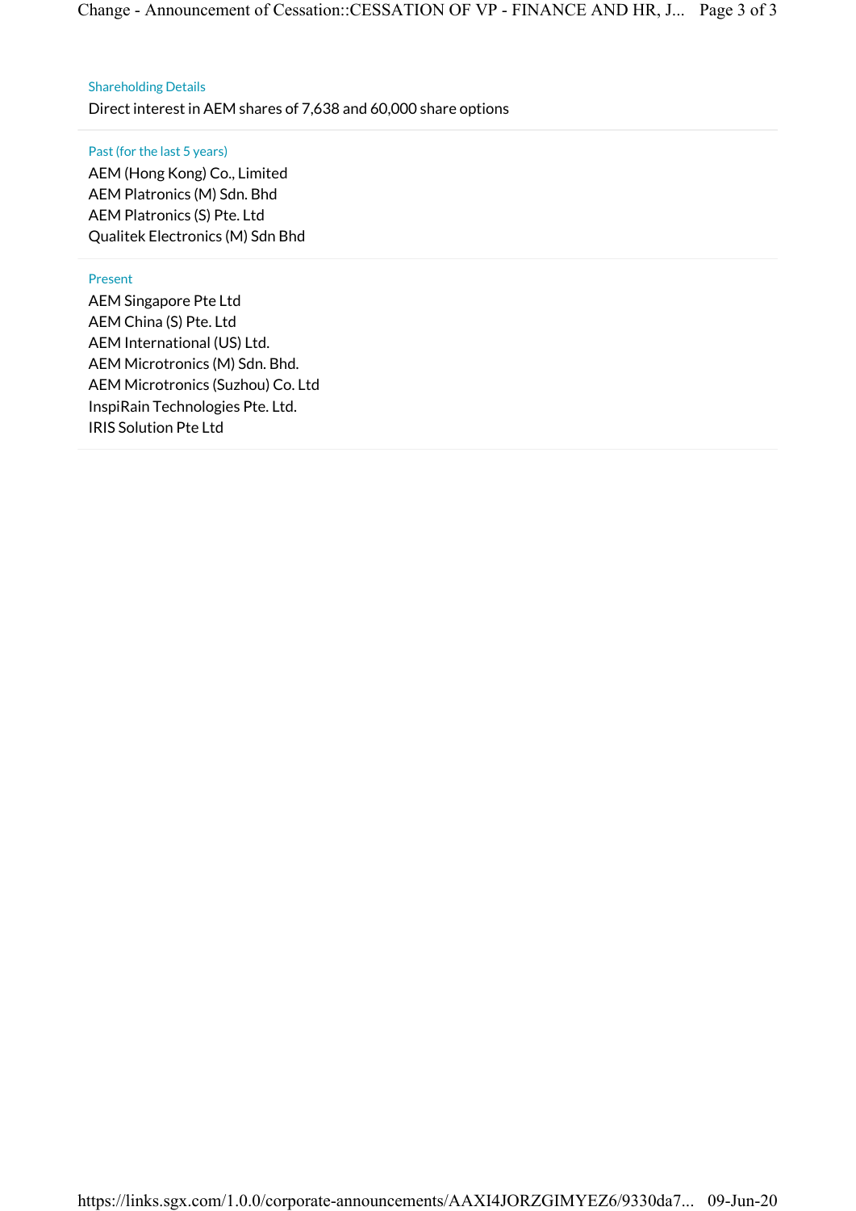Shareholding Details

Direct interest in AEM shares of 7,638 and 60,000 share options

Past (for the last 5 years)

AEM (Hong Kong) Co., Limited
AEM Platronics (M) Sdn. Bhd
AEM Platronics (S) Pte. Ltd
Qualitek Electronics (M) Sdn Bhd

Present

AEM Singapore Pte Ltd
AEM China (S) Pte. Ltd
AEM International (US) Ltd.
AEM Microtronics (M) Sdn. Bhd.
AEM Microtronics (Suzhou) Co. Ltd
InspiRain Technologies Pte. Ltd.
IRIS Solution Pte Ltd